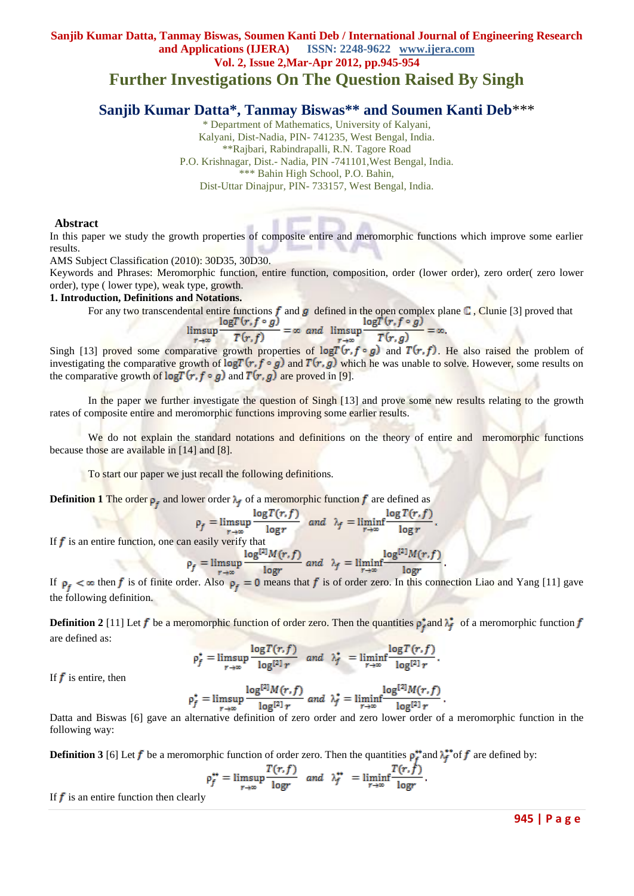# Further Investigations On The Question Raised By Singh

## Sanjib Kumar Datta*, Tanmay Biswas** and Soumen Kanti Deb***

\* Department of Mathematics, University of Kalyani,
Kalyani, Dist-Nadia, PIN- 741235, West Bengal, India.
\*\*Rajbari, Rabindrapalli, R.N. Tagore Road
P.O. Krishnagar, Dist.- Nadia, PIN -741101,West Bengal, India.
\*\*\* Bahin High School, P.O. Bahin,
Dist-Uttar Dinajpur, PIN- 733157, West Bengal, India.

### Abstract

In this paper we study the growth properties of composite entire and meromorphic functions which improve some earlier results.

AMS Subject Classification (2010): 30D35, 30D30.

Keywords and Phrases: Meromorphic function, entire function, composition, order (lower order), zero order( zero lower order), type ( lower type), weak type, growth.

### 1. Introduction, Definitions and Notations.

For any two transcendental entire functions $f$ and $g$ defined in the open complex plane $\mathbb{C}$, Clunie [3] proved that

$$\limsup_{r\to\infty}\frac{\log T(r,f\circ g)}{T(r,f)}=\infty \ \ and \ \ \limsup_{r\to\infty}\frac{\log T(r,f\circ g)}{T(r,g)}=\infty.$$

Singh [13] proved some comparative growth properties of $\log T(r,f\circ g)$ and $T(r,f)$. He also raised the problem of investigating the comparative growth of $\log T(r,f\circ g)$ and $T(r,g)$ which he was unable to solve. However, some results on the comparative growth of $\log T(r,f\circ g)$ and $T(r,g)$ are proved in [9].

In the paper we further investigate the question of Singh [13] and prove some new results relating to the growth rates of composite entire and meromorphic functions improving some earlier results.

We do not explain the standard notations and definitions on the theory of entire and meromorphic functions because those are available in [14] and [8].

To start our paper we just recall the following definitions.

**Definition 1** The order $\rho_f$ and lower order $\lambda_f$ of a meromorphic function $f$ are defined as

$$\rho_f=\limsup_{r\to\infty}\frac{\log T(r,f)}{\log r} \ \ and \ \ \lambda_f=\liminf_{r\to\infty}\frac{\log T(r,f)}{\log r}.$$

If $f$ is an entire function, one can easily verify that

$$\rho_f=\limsup_{r\to\infty}\frac{\log^{[2]}M(r,f)}{\log r} \ \ and \ \ \lambda_f=\liminf_{r\to\infty}\frac{\log^{[2]}M(r,f)}{\log r}.$$

If $\rho_f<\infty$ then $f$ is of finite order. Also $\rho_f=0$ means that $f$ is of order zero. In this connection Liao and Yang [11] gave the following definition.

**Definition 2** [11] Let $f$ be a meromorphic function of order zero. Then the quantities $\rho_f^*$ and $\lambda_f^*$ of a meromorphic function $f$ are defined as:

$$\rho_f^*=\limsup_{r\to\infty}\frac{\log T(r,f)}{\log^{[2]} r} \ \ and \ \ \lambda_f^*=\liminf_{r\to\infty}\frac{\log T(r,f)}{\log^{[2]} r}.$$

If $f$ is entire, then

$$\rho_f^*=\limsup_{r\to\infty}\frac{\log^{[2]}M(r,f)}{\log^{[2]} r} \ \ and \ \ \lambda_f^*=\liminf_{r\to\infty}\frac{\log^{[2]}M(r,f)}{\log^{[2]} r}.$$

Datta and Biswas [6] gave an alternative definition of zero order and zero lower order of a meromorphic function in the following way:

**Definition 3** [6] Let $f$ be a meromorphic function of order zero. Then the quantities $\rho_f^{**}$ and $\lambda_f^{**}$ of $f$ are defined by:

$$\rho_f^{**}=\limsup_{r\to\infty}\frac{T(r,f)}{\log r} \ \ and \ \ \lambda_f^{**}=\liminf_{r\to\infty}\frac{T(r,f)}{\log r}.$$

If $f$ is an entire function then clearly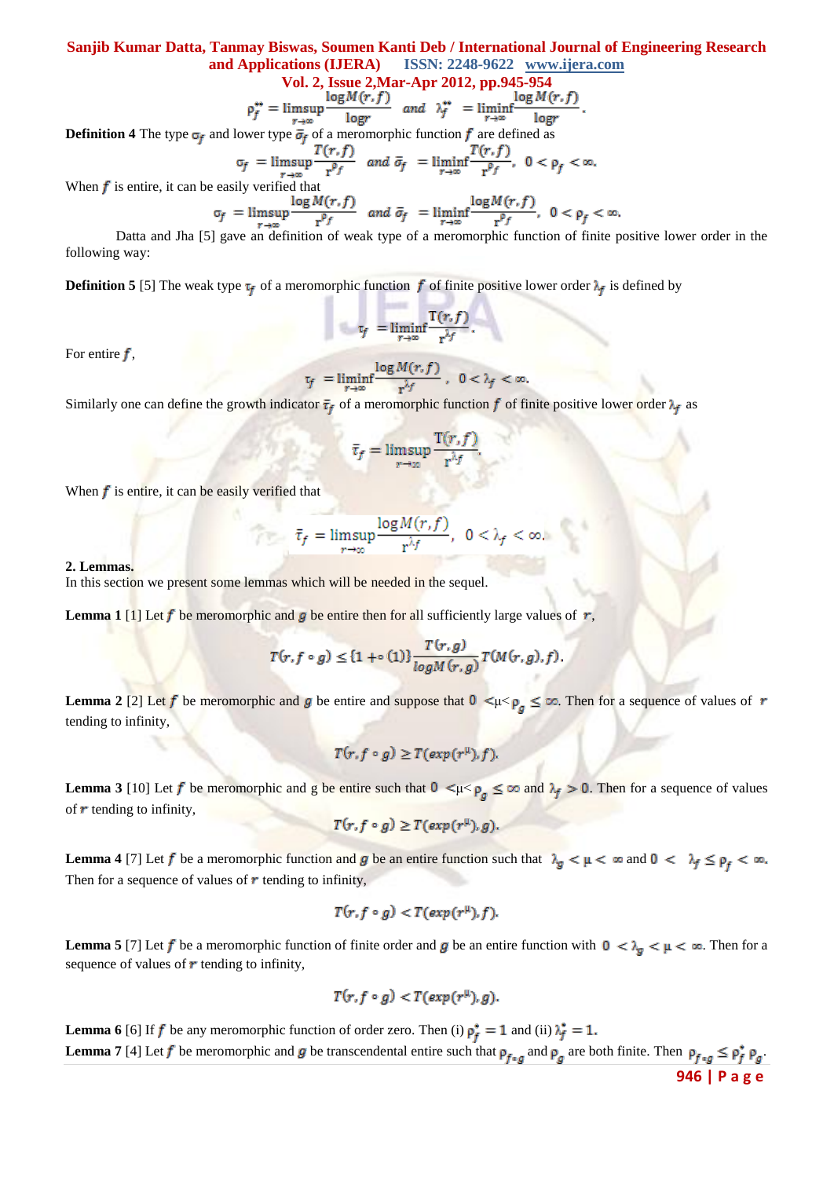$$\rho_f^{**} = \limsup_{r\to\infty} \frac{\log M(r,f)}{\log r} \quad and \quad \lambda_f^{**} = \liminf_{r\to\infty} \frac{\log M(r,f)}{\log r}.$$

**Definition 4** The type $\sigma_f$ and lower type $\bar{\sigma}_f$ of a meromorphic function $f$ are defined as

$$\sigma_f = \limsup_{r\to\infty} \frac{T(r,f)}{r^{\rho_f}} \quad and \quad \bar{\sigma}_f = \liminf_{r\to\infty} \frac{T(r,f)}{r^{\rho_f}}, \quad 0 < \rho_f < \infty.$$

When $f$ is entire, it can be easily verified that

$$\sigma_f = \limsup_{r\to\infty} \frac{\log M(r,f)}{r^{\rho_f}} \quad and \quad \bar{\sigma}_f = \liminf_{r\to\infty} \frac{\log M(r,f)}{r^{\rho_f}}, \quad 0 < \rho_f < \infty.$$

Datta and Jha [5] gave an definition of weak type of a meromorphic function of finite positive lower order in the following way:

**Definition 5** [5] The weak type $\tau_f$ of a meromorphic function $f$ of finite positive lower order $\lambda_f$ is defined by

$$\tau_f = \liminf_{r\to\infty} \frac{T(r,f)}{r^{\lambda_f}}.$$

For entire $f$,

$$\tau_f = \liminf_{r\to\infty} \frac{\log M(r,f)}{r^{\lambda_f}}, \quad 0 < \lambda_f < \infty.$$

Similarly one can define the growth indicator $\bar{\tau}_f$ of a meromorphic function $f$ of finite positive lower order $\lambda_f$ as

$$\bar{\tau}_f = \limsup_{r\to\infty} \frac{T(r,f)}{r^{\lambda_f}}.$$

When $f$ is entire, it can be easily verified that

$$\bar{\tau}_f = \limsup_{r\to\infty} \frac{\log M(r,f)}{r^{\lambda_f}}, \quad 0 < \lambda_f < \infty.$$

**2. Lemmas.**

In this section we present some lemmas which will be needed in the sequel.

**Lemma 1** [1] Let $f$ be meromorphic and $g$ be entire then for all sufficiently large values of $r$,

$$T(r, f\circ g) \le \{1+o(1)\} \frac{T(r,g)}{\log M(r,g)} T(M(r,g), f).$$

**Lemma 2** [2] Let $f$ be meromorphic and $g$ be entire and suppose that $0 < \mu < \rho_g \le \infty$. Then for a sequence of values of $r$ tending to infinity,

$$T(r, f\circ g) \ge T(\exp(r^{\mu}), f).$$

**Lemma 3** [10] Let $f$ be meromorphic and g be entire such that $0 < \mu < \rho_g \le \infty$ and $\lambda_f > 0$. Then for a sequence of values of $r$ tending to infinity,

$$T(r, f\circ g) \ge T(\exp(r^{\mu}), g).$$

**Lemma 4** [7] Let $f$ be a meromorphic function and $g$ be an entire function such that $\lambda_g < \mu < \infty$ and $0 < \lambda_f \le \rho_f < \infty$. Then for a sequence of values of $r$ tending to infinity,

$$T(r, f\circ g) < T(\exp(r^{\mu}), f).$$

**Lemma 5** [7] Let $f$ be a meromorphic function of finite order and $g$ be an entire function with $0 < \lambda_g < \mu < \infty$. Then for a sequence of values of $r$ tending to infinity,

$$T(r, f\circ g) < T(\exp(r^{\mu}), g).$$

**Lemma 6** [6] If $f$ be any meromorphic function of order zero. Then (i) $\rho_f^* = 1$ and (ii) $\lambda_f^* = 1$.

**Lemma 7** [4] Let $f$ be meromorphic and $g$ be transcendental entire such that $\rho_{f\circ g}$ and $\rho_g$ are both finite. Then $\rho_{f\circ g} \le \rho_f^* \rho_g$.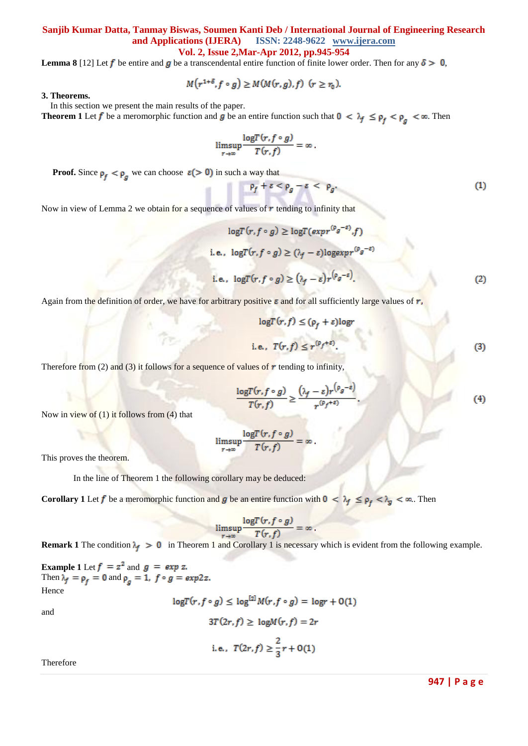**Lemma 8** [12] Let $f$ be entire and $g$ be a transcendental entire function of finite lower order. Then for any $\delta > 0$,

$$M(r^{1+\delta}, f \circ g) \geq M(M(r,g),f) \;\; (r \geq r_0).$$

## 3. Theorems.

In this section we present the main results of the paper.

**Theorem 1** Let $f$ be a meromorphic function and $g$ be an entire function such that $0 < \lambda_f \leq \rho_f < \rho_g < \infty$. Then

$$\limsup_{r\to\infty} \frac{\log T(r, f\circ g)}{T(r,f)} = \infty .$$

**Proof.** Since $\rho_f < \rho_g$ we can choose $\varepsilon(>0)$ in such a way that

$$\rho_f + \varepsilon < \rho_g - \varepsilon < \rho_g. \tag{1}$$

Now in view of Lemma 2 we obtain for a sequence of values of $r$ tending to infinity that

$$\log T(r, f\circ g) \geq \log T(exp r^{(\rho_g - \varepsilon)}, f)$$

$$\text{i.e.,} \;\; \log T(r, f\circ g) \geq (\lambda_f - \varepsilon) \log exp r^{(\rho_g - \varepsilon)}$$

$$\text{i.e.,} \;\; \log T(r, f\circ g) \geq (\lambda_f - \varepsilon) r^{(\rho_g - \varepsilon)}. \tag{2}$$

Again from the definition of order, we have for arbitrary positive $\varepsilon$ and for all sufficiently large values of $r$,

$$\log T(r,f) \leq (\rho_f + \varepsilon)\log r$$

$$\text{i.e.,} \;\; T(r,f) \leq r^{(\rho_f + \varepsilon)}. \tag{3}$$

Therefore from (2) and (3) it follows for a sequence of values of $r$ tending to infinity,

$$\frac{\log T(r, f\circ g)}{T(r,f)} \geq \frac{(\lambda_f - \varepsilon) r^{(\rho_g - \varepsilon)}}{r^{(\rho_f + \varepsilon)}}. \tag{4}$$

Now in view of (1) it follows from (4) that

$$\limsup_{r\to\infty} \frac{\log T(r, f\circ g)}{T(r,f)} = \infty .$$

This proves the theorem.

In the line of Theorem 1 the following corollary may be deduced:

**Corollary 1** Let $f$ be a meromorphic function and $g$ be an entire function with $0 < \lambda_f \leq \rho_f < \lambda_g < \infty$. Then

$$\limsup_{r\to\infty} \frac{\log T(r, f\circ g)}{T(r,f)} = \infty .$$

**Remark 1** The condition $\lambda_f > 0$ in Theorem 1 and Corollary 1 is necessary which is evident from the following example.

**Example 1** Let $f = z^2$ and $g = exp\, z$.
Then $\lambda_f = \rho_f = 0$ and $\rho_g = 1$, $f\circ g = exp 2z$.
Hence

$$\log T(r, f\circ g) \leq \log^{[2]} M(r, f\circ g) = \log r + O(1)$$

and

$$3T(2r,f) \geq \log M(r,f) = 2r$$

$$\text{i.e.,} \;\; T(2r,f) \geq \frac{2}{3} r + O(1)$$

Therefore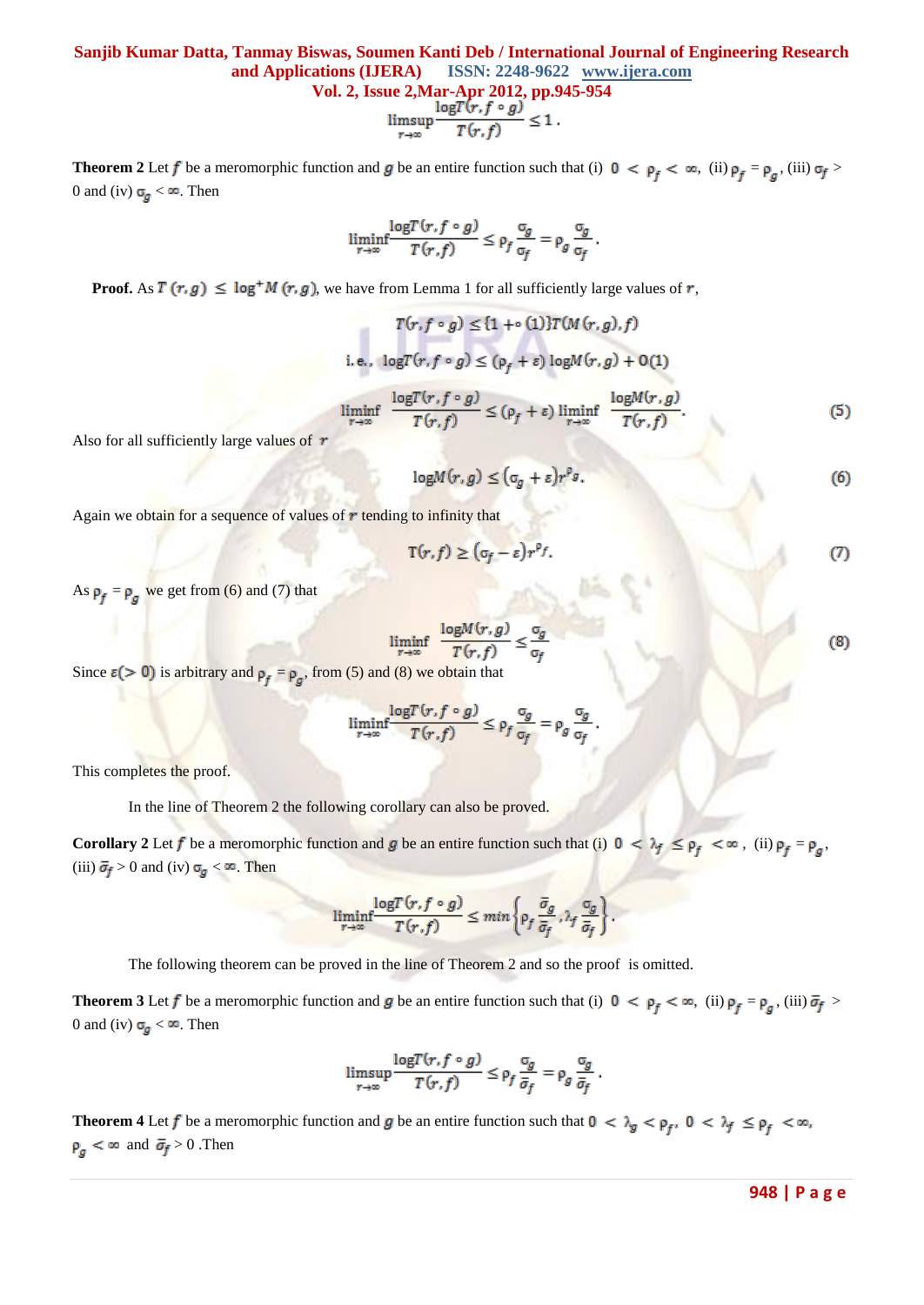$$\limsup_{r\to\infty}\frac{\log T(r,f\circ g)}{T(r,f)}\leq 1\,.$$

**Theorem 2** Let $f$ be a meromorphic function and $g$ be an entire function such that (i) $0 < \rho_f < \infty$, (ii) $\rho_f = \rho_g$, (iii) $\sigma_f > 0$ and (iv) $\sigma_g < \infty$. Then

$$\liminf_{r\to\infty}\frac{\log T(r,f\circ g)}{T(r,f)}\leq \rho_f\frac{\sigma_g}{\sigma_f}=\rho_g\frac{\sigma_g}{\sigma_f}.$$

**Proof.** As $T(r,g) \leq \log^{+}M(r,g)$, we have from Lemma 1 for all sufficiently large values of $r$,

$$T(r,f\circ g)\leq\{1+o(1)\}T(M(r,g),f)$$

$$\text{i.e., } \log T(r,f\circ g)\leq(\rho_f+\varepsilon)\log M(r,g)+O(1)$$

$$\liminf_{r\to\infty}\frac{\log T(r,f\circ g)}{T(r,f)}\leq(\rho_f+\varepsilon)\liminf_{r\to\infty}\frac{\log M(r,g)}{T(r,f)}. \tag{5}$$

Also for all sufficiently large values of $r$

$$\log M(r,g)\leq(\sigma_g+\varepsilon)r^{\rho_g}. \tag{6}$$

Again we obtain for a sequence of values of $r$ tending to infinity that

$$T(r,f)\geq(\sigma_f-\varepsilon)r^{\rho_f}. \tag{7}$$

As $\rho_f = \rho_g$ we get from (6) and (7) that

$$\liminf_{r\to\infty}\frac{\log M(r,g)}{T(r,f)}\leq\frac{\sigma_g}{\sigma_f} \tag{8}$$

Since $\varepsilon(>0)$ is arbitrary and $\rho_f = \rho_g$, from (5) and (8) we obtain that

$$\liminf_{r\to\infty}\frac{\log T(r,f\circ g)}{T(r,f)}\leq \rho_f\frac{\sigma_g}{\sigma_f}=\rho_g\frac{\sigma_g}{\sigma_f}.$$

This completes the proof.

In the line of Theorem 2 the following corollary can also be proved.

**Corollary 2** Let $f$ be a meromorphic function and $g$ be an entire function such that (i) $0 < \lambda_f \leq \rho_f < \infty$, (ii) $\rho_f = \rho_g$, (iii) $\bar{\sigma}_f > 0$ and (iv) $\sigma_g < \infty$. Then

$$\liminf_{r\to\infty}\frac{\log T(r,f\circ g)}{T(r,f)}\leq \min\left\{\rho_f\frac{\bar{\sigma}_g}{\bar{\sigma}_f},\lambda_f\frac{\sigma_g}{\bar{\sigma}_f}\right\}.$$

The following theorem can be proved in the line of Theorem 2 and so the proof is omitted.

**Theorem 3** Let $f$ be a meromorphic function and $g$ be an entire function such that (i) $0 < \rho_f < \infty$, (ii) $\rho_f = \rho_g$, (iii) $\bar{\sigma}_f > 0$ and (iv) $\sigma_g < \infty$. Then

$$\limsup_{r\to\infty}\frac{\log T(r,f\circ g)}{T(r,f)}\leq \rho_f\frac{\sigma_g}{\bar{\sigma}_f}=\rho_g\frac{\sigma_g}{\bar{\sigma}_f}.$$

**Theorem 4** Let $f$ be a meromorphic function and $g$ be an entire function such that $0 < \lambda_g < \rho_f$, $0 < \lambda_f \leq \rho_f < \infty$, $\rho_g < \infty$ and $\bar{\sigma}_f > 0$ .Then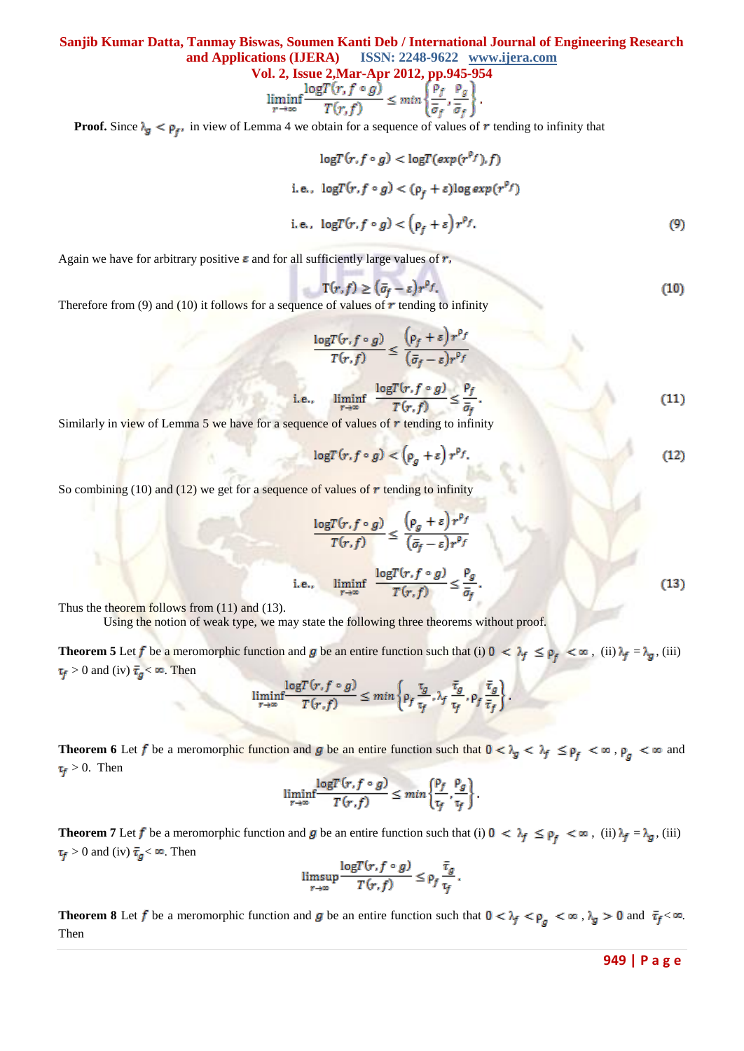$$\liminf_{r\to\infty}\frac{\log T(r,f\circ g)}{T(r,f)}\le \min\left\{\frac{\rho_f}{\bar{\sigma}_f},\frac{\rho_g}{\bar{\sigma}_f}\right\}.$$

**Proof.** Since $\lambda_g < \rho_f$, in view of Lemma 4 we obtain for a sequence of values of $r$ tending to infinity that

$$\log T(r,f\circ g) < \log T(\exp(r^{\rho_f}),f)$$

$$\text{i.e., } \log T(r,f\circ g) < (\rho_f+\varepsilon)\log \exp(r^{\rho_f})$$

$$\text{i.e., } \log T(r,f\circ g) < \left(\rho_f+\varepsilon\right)r^{\rho_f}. \tag{9}$$

Again we have for arbitrary positive $\varepsilon$ and for all sufficiently large values of $r$,

$$T(r,f)\ge \left(\bar{\sigma}_f-\varepsilon\right)r^{\rho_f}. \tag{10}$$

Therefore from (9) and (10) it follows for a sequence of values of $r$ tending to infinity

$$\frac{\log T(r,f\circ g)}{T(r,f)}\le \frac{\left(\rho_f+\varepsilon\right)r^{\rho_f}}{\left(\bar{\sigma}_f-\varepsilon\right)r^{\rho_f}}$$

$$\text{i.e., } \liminf_{r\to\infty}\frac{\log T(r,f\circ g)}{T(r,f)}\le\frac{\rho_f}{\bar{\sigma}_f}. \tag{11}$$

Similarly in view of Lemma 5 we have for a sequence of values of $r$ tending to infinity

$$\log T(r,f\circ g) < \left(\rho_g+\varepsilon\right)r^{\rho_f}. \tag{12}$$

So combining (10) and (12) we get for a sequence of values of $r$ tending to infinity

$$\frac{\log T(r,f\circ g)}{T(r,f)}\le \frac{\left(\rho_g+\varepsilon\right)r^{\rho_f}}{\left(\bar{\sigma}_f-\varepsilon\right)r^{\rho_f}}$$

$$\text{i.e., } \liminf_{r\to\infty}\frac{\log T(r,f\circ g)}{T(r,f)}\le\frac{\rho_g}{\bar{\sigma}_f}. \tag{13}$$

Thus the theorem follows from (11) and (13).

Using the notion of weak type, we may state the following three theorems without proof.

**Theorem 5** Let $f$ be a meromorphic function and $g$ be an entire function such that (i) $0<\lambda_f\le\rho_f<\infty$, (ii) $\lambda_f=\lambda_g$, (iii) $\tau_f>0$ and (iv) $\bar{\tau}_g<\infty$. Then

$$\liminf_{r\to\infty}\frac{\log T(r,f\circ g)}{T(r,f)}\le \min\left\{\rho_f\frac{\tau_g}{\tau_f},\lambda_f\frac{\bar{\tau}_g}{\tau_f},\rho_f\frac{\bar{\tau}_g}{\bar{\tau}_f}\right\}.$$

**Theorem 6** Let $f$ be a meromorphic function and $g$ be an entire function such that $0<\lambda_g<\lambda_f\le\rho_f<\infty$, $\rho_g<\infty$ and $\tau_f>0$. Then

$$\liminf_{r\to\infty}\frac{\log T(r,f\circ g)}{T(r,f)}\le \min\left\{\frac{\rho_f}{\tau_f},\frac{\rho_g}{\tau_f}\right\}.$$

**Theorem 7** Let $f$ be a meromorphic function and $g$ be an entire function such that (i) $0<\lambda_f\le\rho_f<\infty$, (ii) $\lambda_f=\lambda_g$, (iii) $\tau_f>0$ and (iv) $\bar{\tau}_g<\infty$. Then

$$\limsup_{r\to\infty}\frac{\log T(r,f\circ g)}{T(r,f)}\le \rho_f\frac{\bar{\tau}_g}{\tau_f}.$$

**Theorem 8** Let $f$ be a meromorphic function and $g$ be an entire function such that $0<\lambda_f<\rho_g<\infty$, $\lambda_g>0$ and $\bar{\tau}_f<\infty$. Then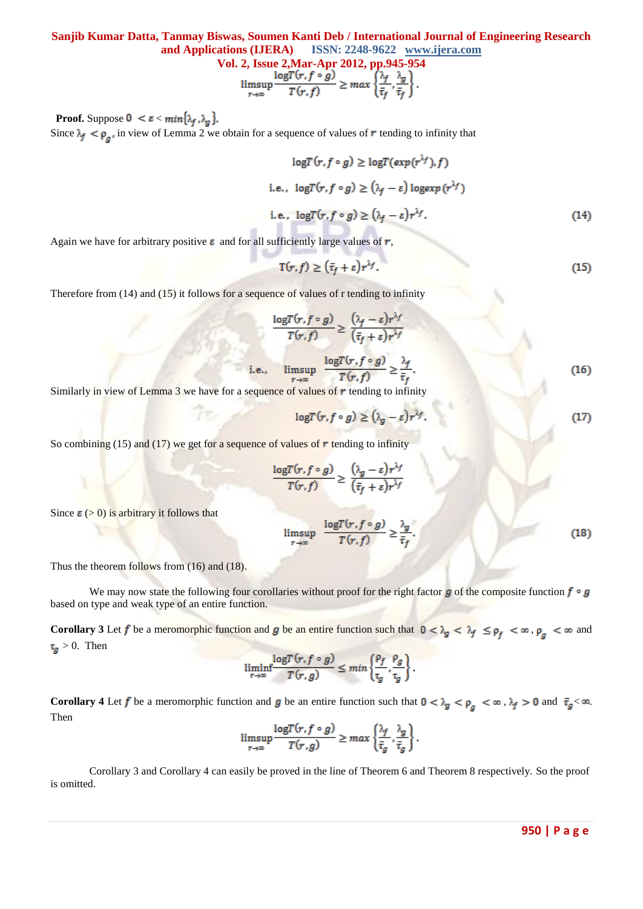$$\limsup_{r\to\infty} \frac{\log T(r, f\circ g)}{T(r,f)} \geq max\left\{\frac{\lambda_f}{\bar{\tau}_f}, \frac{\lambda_g}{\bar{\tau}_f}\right\}.$$

**Proof.** Suppose $0 < \varepsilon < min\{\lambda_f, \lambda_g\}$.

Since $\lambda_f < \rho_g$, in view of Lemma 2 we obtain for a sequence of values of $r$ tending to infinity that

$$\log T(r, f\circ g) \geq \log T(exp(r^{\lambda_f}), f)$$

$$\text{i.e., } \log T(r, f\circ g) \geq (\lambda_f - \varepsilon) \log exp(r^{\lambda_f})$$

$$\text{i.e., } \log T(r, f\circ g) \geq (\lambda_f - \varepsilon) r^{\lambda_f}. \tag{14}$$

Again we have for arbitrary positive $\varepsilon$ and for all sufficiently large values of $r$,

$$T(r,f) \geq (\bar{\tau}_f + \varepsilon) r^{\lambda_f}. \tag{15}$$

Therefore from (14) and (15) it follows for a sequence of values of r tending to infinity

$$\frac{\log T(r, f\circ g)}{T(r,f)} \geq \frac{(\lambda_f - \varepsilon) r^{\lambda_f}}{(\bar{\tau}_f + \varepsilon) r^{\lambda_f}}$$

$$\text{i.e., } \limsup_{r\to\infty} \frac{\log T(r, f\circ g)}{T(r,f)} \geq \frac{\lambda_f}{\bar{\tau}_f}. \tag{16}$$

Similarly in view of Lemma 3 we have for a sequence of values of $r$ tending to infinity

$$\log T(r, f\circ g) \geq (\lambda_g - \varepsilon) r^{\lambda_f}. \tag{17}$$

So combining (15) and (17) we get for a sequence of values of $r$ tending to infinity

$$\frac{\log T(r, f\circ g)}{T(r,f)} \geq \frac{(\lambda_g - \varepsilon) r^{\lambda_f}}{(\bar{\tau}_f + \varepsilon) r^{\lambda_f}}$$

Since $\varepsilon$ (> 0) is arbitrary it follows that

$$\limsup_{r\to\infty} \frac{\log T(r, f\circ g)}{T(r,f)} \geq \frac{\lambda_g}{\bar{\tau}_f}. \tag{18}$$

Thus the theorem follows from (16) and (18).

We may now state the following four corollaries without proof for the right factor $g$ of the composite function $f\circ g$ based on type and weak type of an entire function.

**Corollary 3** Let $f$ be a meromorphic function and $g$ be an entire function such that $0 < \lambda_g < \lambda_f \leq \rho_f < \infty$, $\rho_g < \infty$ and $\tau_g > 0$. Then

$$\liminf_{r\to\infty} \frac{\log T(r, f\circ g)}{T(r,g)} \leq min\left\{\frac{\rho_f}{\tau_g}, \frac{\rho_g}{\tau_g}\right\}.$$

**Corollary 4** Let $f$ be a meromorphic function and $g$ be an entire function such that $0 < \lambda_g < \rho_g < \infty$, $\lambda_f > 0$ and $\bar{\tau}_g < \infty$. Then

$$\limsup_{r\to\infty} \frac{\log T(r, f\circ g)}{T(r,g)} \geq max\left\{\frac{\lambda_f}{\bar{\tau}_g}, \frac{\lambda_g}{\bar{\tau}_g}\right\}.$$

Corollary 3 and Corollary 4 can easily be proved in the line of Theorem 6 and Theorem 8 respectively. So the proof is omitted.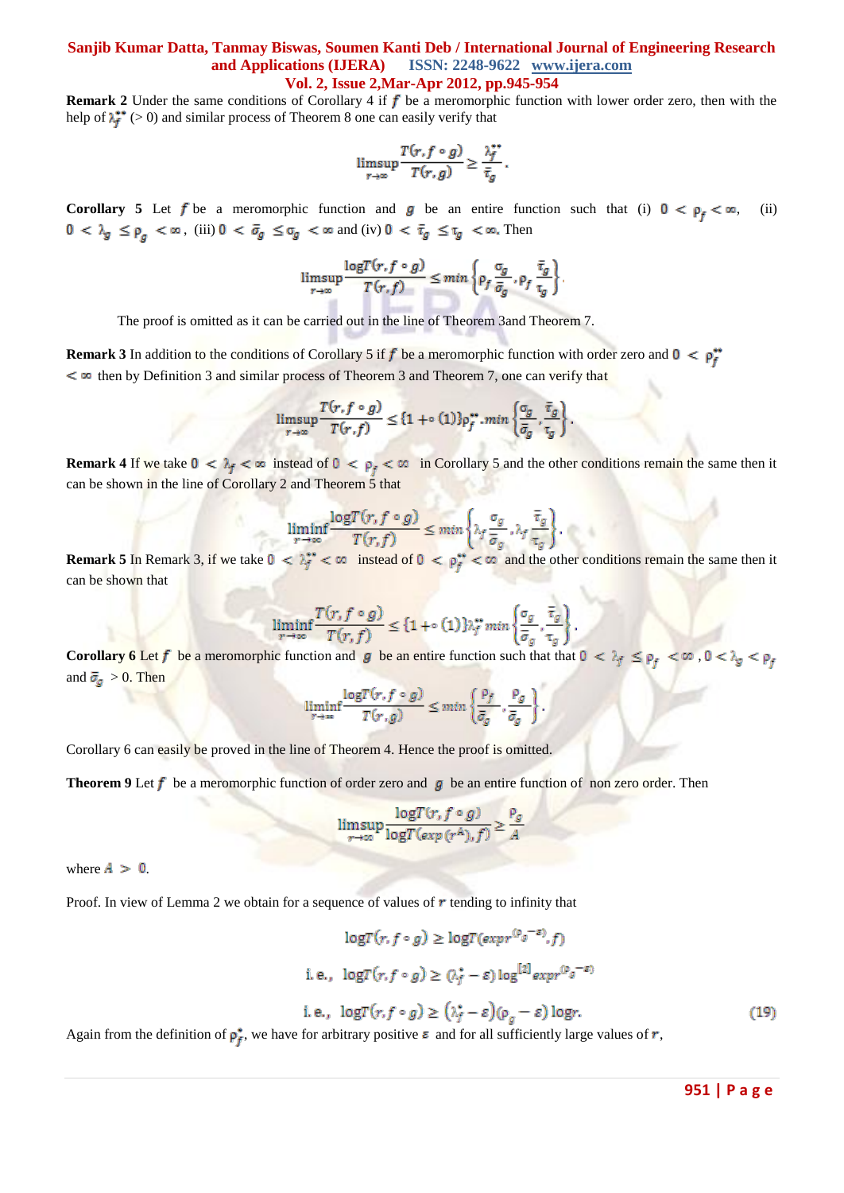**Remark 2** Under the same conditions of Corollary 4 if $f$ be a meromorphic function with lower order zero, then with the help of $\lambda_f^{**}$ ($> 0$) and similar process of Theorem 8 one can easily verify that

$$\limsup_{r\to\infty} \frac{T(r, f\circ g)}{T(r,g)} \geq \frac{\lambda_f^{**}}{\bar{\tau}_g}.$$

**Corollary 5** Let $f$ be a meromorphic function and $g$ be an entire function such that (i) $0 < \rho_f < \infty$, (ii) $0 < \lambda_g \leq \rho_g < \infty$, (iii) $0 < \bar{\sigma}_g \leq \sigma_g < \infty$ and (iv) $0 < \bar{\tau}_g \leq \tau_g < \infty$. Then

$$\limsup_{r\to\infty} \frac{\log T(r, f\circ g)}{T(r,f)} \leq \min\left\{\rho_f \frac{\sigma_g}{\bar{\sigma}_g}, \rho_f \frac{\bar{\tau}_g}{\tau_g}\right\}.$$

The proof is omitted as it can be carried out in the line of Theorem 3and Theorem 7.

**Remark 3** In addition to the conditions of Corollary 5 if $f$ be a meromorphic function with order zero and $0 < \rho_f^{**} < \infty$ then by Definition 3 and similar process of Theorem 3 and Theorem 7, one can verify that

$$\limsup_{r\to\infty} \frac{T(r, f\circ g)}{T(r,f)} \leq \{1+o(1)\}\rho_f^{**}.\min\left\{\frac{\sigma_g}{\bar{\sigma}_g}, \frac{\bar{\tau}_g}{\tau_g}\right\}.$$

**Remark 4** If we take $0 < \lambda_f < \infty$ instead of $0 < \rho_f < \infty$ in Corollary 5 and the other conditions remain the same then it can be shown in the line of Corollary 2 and Theorem 5 that

$$\liminf_{r\to\infty} \frac{\log T(r, f\circ g)}{T(r,f)} \leq \min\left\{\lambda_f \frac{\sigma_g}{\bar{\sigma}_g}, \lambda_f \frac{\bar{\tau}_g}{\tau_g}\right\}.$$

**Remark 5** In Remark 3, if we take $0 < \lambda_f^{**} < \infty$ instead of $0 < \rho_f^{**} < \infty$ and the other conditions remain the same then it can be shown that

$$\liminf_{r\to\infty} \frac{T(r, f\circ g)}{T(r,f)} \leq \{1+o(1)\}\lambda_f^{**} \min\left\{\frac{\sigma_g}{\bar{\sigma}_g}, \frac{\bar{\tau}_g}{\tau_g}\right\}.$$

**Corollary 6** Let $f$ be a meromorphic function and $g$ be an entire function such that that $0 < \lambda_f \leq \rho_f < \infty$, $0 < \lambda_g < \rho_f$ and $\bar{\sigma}_g > 0$. Then

$$\liminf_{r\to\infty} \frac{\log T(r, f\circ g)}{T(r,g)} \leq \min\left\{\frac{\rho_f}{\bar{\sigma}_g}, \frac{\rho_g}{\bar{\sigma}_g}\right\}.$$

Corollary 6 can easily be proved in the line of Theorem 4. Hence the proof is omitted.

**Theorem 9** Let $f$ be a meromorphic function of order zero and $g$ be an entire function of non zero order. Then

$$\limsup_{r\to\infty} \frac{\log T(r, f\circ g)}{\log T(\exp(r^A), f)} \geq \frac{\rho_g}{A}$$

where $A > 0$.

Proof. In view of Lemma 2 we obtain for a sequence of values of $r$ tending to infinity that

$$\log T(r, f\circ g) \geq \log T(\exp r^{(\rho_g - \varepsilon)}, f)$$

$$\text{i.e., } \log T(r, f\circ g) \geq (\lambda_f^{*} - \varepsilon)\log^{[2]} \exp r^{(\rho_g-\varepsilon)}$$

$$\text{i.e., } \log T(r, f\circ g) \geq (\lambda_f^{*} - \varepsilon)(\rho_g - \varepsilon)\log r. \tag{19}$$

Again from the definition of $\rho_f^{*}$, we have for arbitrary positive $\varepsilon$ and for all sufficiently large values of $r$,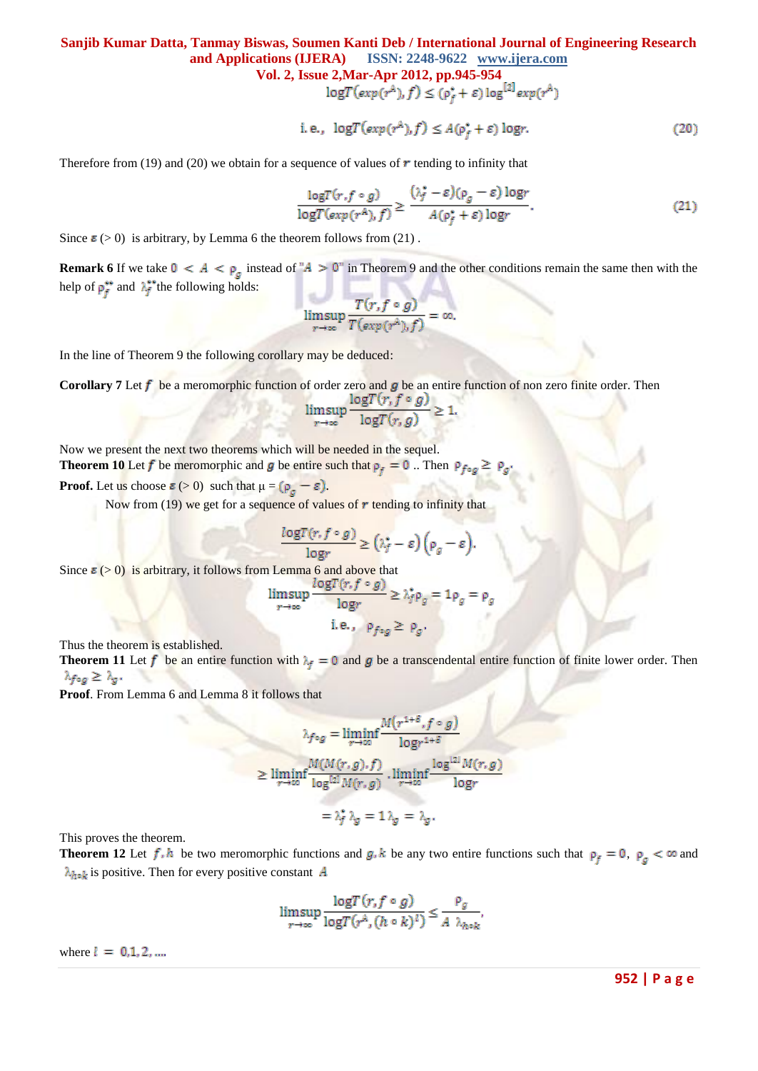$$\log T(exp(r^A), f) \leq (\rho_f^* + \varepsilon) \log^{[2]} exp(r^A)$$

$$\text{i.e.,} \quad \log T(exp(r^A), f) \leq A(\rho_f^* + \varepsilon) \log r. \tag{20}$$

Therefore from (19) and (20) we obtain for a sequence of values of $r$ tending to infinity that

$$\frac{\log T(r, f \circ g)}{\log T(exp(r^A), f)} \geq \frac{(\lambda_f^* - \varepsilon)(\rho_g - \varepsilon) \log r}{A(\rho_f^* + \varepsilon) \log r}. \tag{21}$$

Since $\varepsilon$ (> 0) is arbitrary, by Lemma 6 the theorem follows from (21) .

**Remark 6** If we take $0 < A < \rho_g$ instead of "$A > 0$" in Theorem 9 and the other conditions remain the same then with the help of $\rho_f^{**}$ and $\lambda_f^{**}$ the following holds:

$$\limsup_{r \to \infty} \frac{T(r, f \circ g)}{T(exp(r^A), f)} = \infty.$$

In the line of Theorem 9 the following corollary may be deduced:

**Corollary 7** Let $f$ be a meromorphic function of order zero and $g$ be an entire function of non zero finite order. Then

$$\limsup_{r \to \infty} \frac{\log T(r, f \circ g)}{\log T(r, g)} \geq 1.$$

Now we present the next two theorems which will be needed in the sequel.

**Theorem 10** Let $f$ be meromorphic and $g$ be entire such that $\rho_f = 0$ .. Then $\rho_{f \circ g} \geq \rho_g$.

**Proof.** Let us choose $\varepsilon$ (> 0) such that $\mu = (\rho_g - \varepsilon)$.

Now from (19) we get for a sequence of values of $r$ tending to infinity that

$$\frac{\log T(r, f \circ g)}{\log r} \geq (\lambda_f^* - \varepsilon)(\rho_g - \varepsilon).$$

Since $\varepsilon$ (> 0) is arbitrary, it follows from Lemma 6 and above that

$$\limsup_{r \to \infty} \frac{\log T(r, f \circ g)}{\log r} \geq \lambda_f^* \rho_g = 1 \rho_g = \rho_g$$

$$\text{i.e.,} \quad \rho_{f \circ g} \geq \rho_g.$$

Thus the theorem is established.

**Theorem 11** Let $f$ be an entire function with $\lambda_f = 0$ and $g$ be a transcendental entire function of finite lower order. Then $\lambda_{f \circ g} \geq \lambda_g$.

**Proof**. From Lemma 6 and Lemma 8 it follows that

$$\lambda_{f \circ g} = \liminf_{r \to \infty} \frac{M(r^{1+\delta}, f \circ g)}{\log r^{1+\delta}}$$

$$\geq \liminf_{r \to \infty} \frac{M(M(r, g), f)}{\log^{[2]} M(r, g)} \cdot \liminf_{r \to \infty} \frac{\log^{[2]} M(r, g)}{\log r}$$

$$= \lambda_f^* \lambda_g = 1 \lambda_g = \lambda_g.$$

This proves the theorem.

**Theorem 12** Let $f, h$ be two meromorphic functions and $g, k$ be any two entire functions such that $\rho_f = 0$, $\rho_g < \infty$ and $\lambda_{h \circ k}$ is positive. Then for every positive constant $A$

$$\limsup_{r \to \infty} \frac{\log T(r, f \circ g)}{\log T(r^A, (h \circ k)^l)} \leq \frac{\rho_g}{A \ \lambda_{h \circ k}},$$

where $l = 0, 1, 2, \ldots$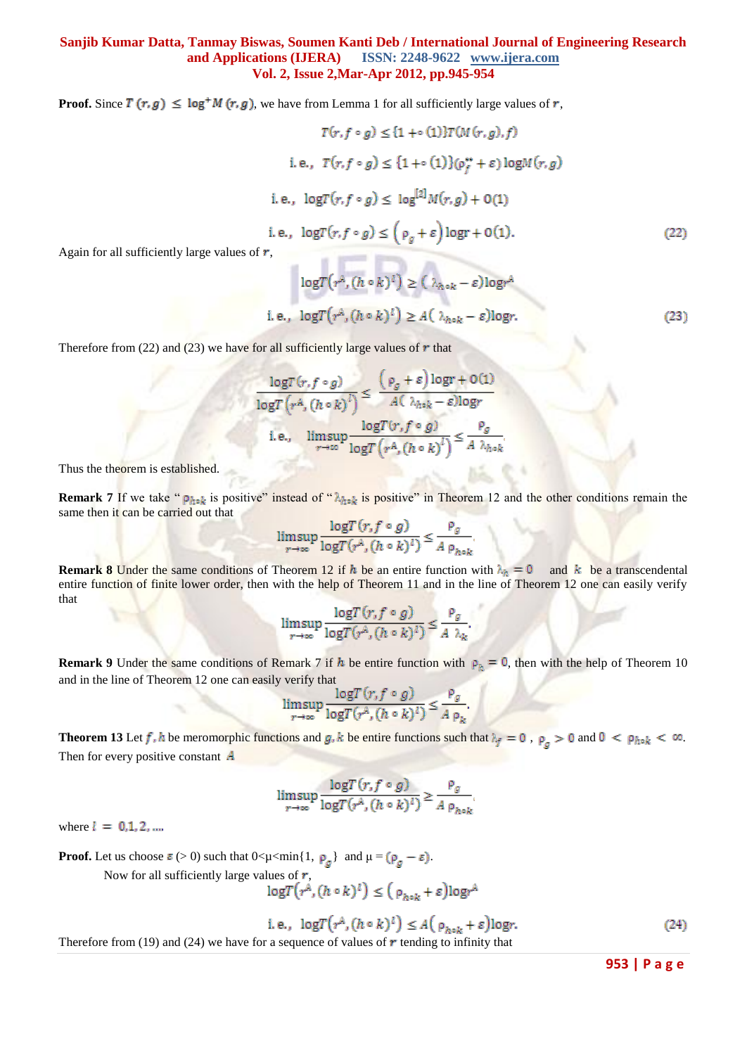**Proof.** Since $T(r,g) \leq \log^{+} M(r,g)$, we have from Lemma 1 for all sufficiently large values of $r$,

$$T(r, f \circ g) \leq \{1 + o(1)\} T(M(r,g), f)$$

$$\text{i.e., } T(r, f \circ g) \leq \{1 + o(1)\}(\rho_f^{**} + \varepsilon) \log M(r,g)$$

$$\text{i.e., } \log T(r, f \circ g) \leq \log^{[2]} M(r,g) + O(1)$$

$$\text{i.e., } \log T(r, f \circ g) \leq \left(\rho_g + \varepsilon\right) \log r + O(1). \tag{22}$$

Again for all sufficiently large values of $r$,

$$\log T\left(r^A, (h \circ k)^l\right) \geq (\lambda_{h \circ k} - \varepsilon) \log r^A$$

$$\text{i.e., } \log T\left(r^A, (h \circ k)^l\right) \geq A(\lambda_{h \circ k} - \varepsilon) \log r. \tag{23}$$

Therefore from (22) and (23) we have for all sufficiently large values of $r$ that

$$\frac{\log T(r, f \circ g)}{\log T\left(r^A, (h \circ k)^l\right)} \leq \frac{\left(\rho_g + \varepsilon\right) \log r + O(1)}{A(\lambda_{h \circ k} - \varepsilon) \log r}$$

$$\text{i.e., } \limsup_{r \to \infty} \frac{\log T(r, f \circ g)}{\log T\left(r^A, (h \circ k)^l\right)} \leq \frac{\rho_g}{A\, \lambda_{h \circ k}}.$$

Thus the theorem is established.

**Remark 7** If we take "$\rho_{h \circ k}$ is positive" instead of "$\lambda_{h \circ k}$ is positive" in Theorem 12 and the other conditions remain the same then it can be carried out that

$$\limsup_{r \to \infty} \frac{\log T(r, f \circ g)}{\log T(r^A, (h \circ k)^l)} \leq \frac{\rho_g}{A\, \rho_{h \circ k}}.$$

**Remark 8** Under the same conditions of Theorem 12 if $h$ be an entire function with $\lambda_h = 0$ and $k$ be a transcendental entire function of finite lower order, then with the help of Theorem 11 and in the line of Theorem 12 one can easily verify that

$$\limsup_{r \to \infty} \frac{\log T(r, f \circ g)}{\log T(r^A, (h \circ k)^l)} \leq \frac{\rho_g}{A\, \lambda_k}.$$

**Remark 9** Under the same conditions of Remark 7 if $h$ be entire function with $\rho_h = 0$, then with the help of Theorem 10 and in the line of Theorem 12 one can easily verify that

$$\limsup_{r \to \infty} \frac{\log T(r, f \circ g)}{\log T(r^A, (h \circ k)^l)} \leq \frac{\rho_g}{A\, \rho_k}.$$

**Theorem 13** Let $f, h$ be meromorphic functions and $g, k$ be entire functions such that $\lambda_f = 0$, $\rho_g > 0$ and $0 < \rho_{h \circ k} < \infty$. Then for every positive constant $A$

$$\limsup_{r \to \infty} \frac{\log T(r, f \circ g)}{\log T(r^A, (h \circ k)^l)} \geq \frac{\rho_g}{A\, \rho_{h \circ k}}$$

where $l = 0, 1, 2, \ldots$

**Proof.** Let us choose $\varepsilon$ ($> 0$) such that $0 < \mu < \min\{1, \rho_g\}$ and $\mu = (\rho_g - \varepsilon)$.

Now for all sufficiently large values of $r$,

$$\log T\left(r^A, (h \circ k)^l\right) \leq \left(\rho_{h \circ k} + \varepsilon\right) \log r^A$$

$$\text{i.e., } \log T\left(r^A, (h \circ k)^l\right) \leq A\left(\rho_{h \circ k} + \varepsilon\right) \log r. \tag{24}$$

Therefore from (19) and (24) we have for a sequence of values of $r$ tending to infinity that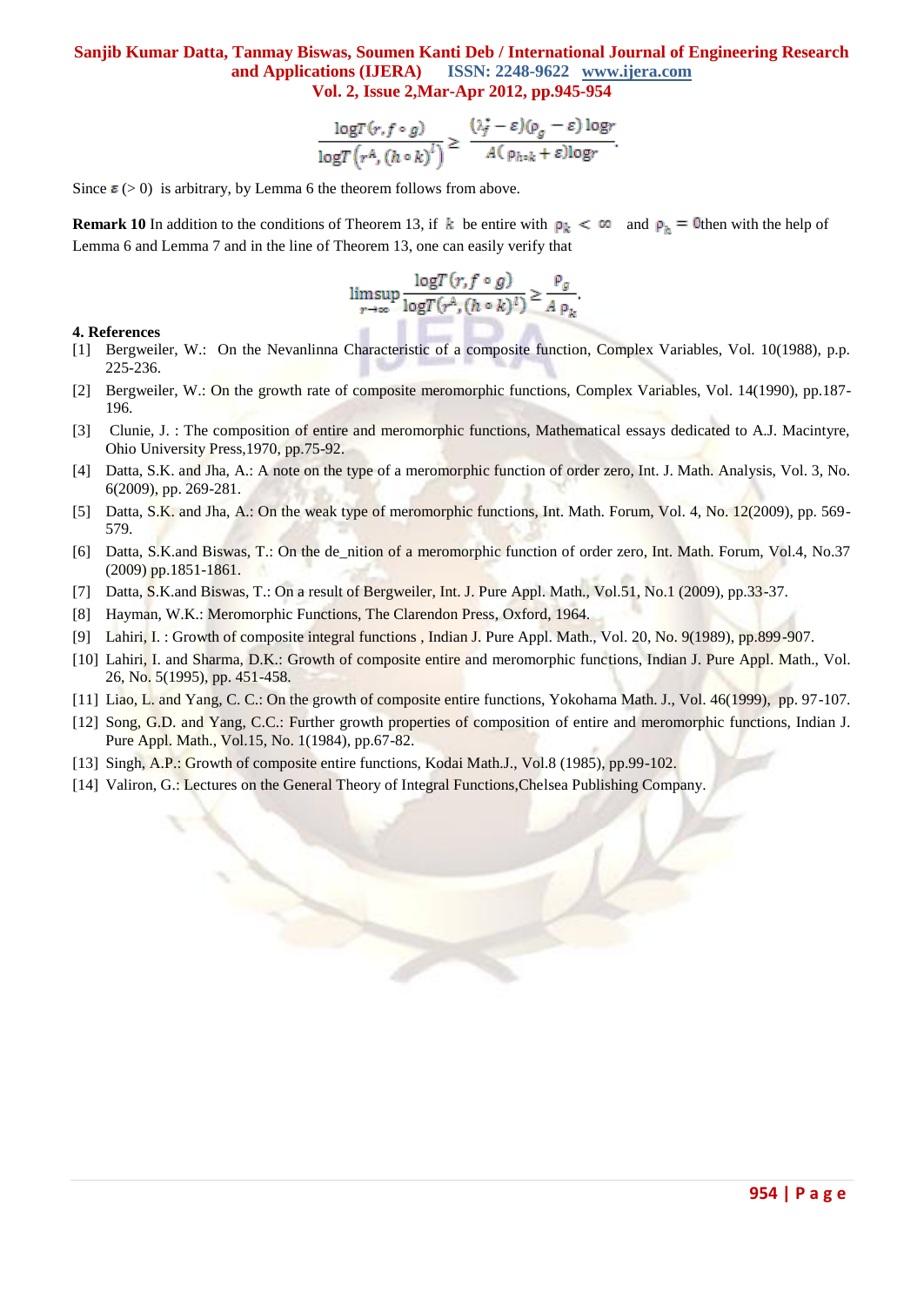$$\frac{\log T(r, f \circ g)}{\log T\left(r^A, (h \circ k)^{(l)}\right)} \geq \frac{(\lambda_f^* - \varepsilon)(\rho_g - \varepsilon) \log r}{A(\rho_{h \circ k} + \varepsilon) \log r}.$$

Since $\varepsilon$ $(> 0)$ is arbitrary, by Lemma 6 the theorem follows from above.

**Remark 10** In addition to the conditions of Theorem 13, if $k$ be entire with $\rho_k < \infty$ and $\rho_h = 0$ then with the help of Lemma 6 and Lemma 7 and in the line of Theorem 13, one can easily verify that

$$\limsup_{r \to \infty} \frac{\log T(r, f \circ g)}{\log T(r^A, (h \circ k)^{(l)})} \geq \frac{\rho_g}{A \, \rho_k}.$$

## 4. References

[1] Bergweiler, W.: On the Nevanlinna Characteristic of a composite function, Complex Variables, Vol. 10(1988), p.p. 225-236.

[2] Bergweiler, W.: On the growth rate of composite meromorphic functions, Complex Variables, Vol. 14(1990), pp.187-196.

[3] Clunie, J. : The composition of entire and meromorphic functions, Mathematical essays dedicated to A.J. Macintyre, Ohio University Press,1970, pp.75-92.

[4] Datta, S.K. and Jha, A.: A note on the type of a meromorphic function of order zero, Int. J. Math. Analysis, Vol. 3, No. 6(2009), pp. 269-281.

[5] Datta, S.K. and Jha, A.: On the weak type of meromorphic functions, Int. Math. Forum, Vol. 4, No. 12(2009), pp. 569-579.

[6] Datta, S.K.and Biswas, T.: On the de_nition of a meromorphic function of order zero, Int. Math. Forum, Vol.4, No.37 (2009) pp.1851-1861.

[7] Datta, S.K.and Biswas, T.: On a result of Bergweiler, Int. J. Pure Appl. Math., Vol.51, No.1 (2009), pp.33-37.

[8] Hayman, W.K.: Meromorphic Functions, The Clarendon Press, Oxford, 1964.

[9] Lahiri, I. : Growth of composite integral functions , Indian J. Pure Appl. Math., Vol. 20, No. 9(1989), pp.899-907.

[10] Lahiri, I. and Sharma, D.K.: Growth of composite entire and meromorphic functions, Indian J. Pure Appl. Math., Vol. 26, No. 5(1995), pp. 451-458.

[11] Liao, L. and Yang, C. C.: On the growth of composite entire functions, Yokohama Math. J., Vol. 46(1999), pp. 97-107.

[12] Song, G.D. and Yang, C.C.: Further growth properties of composition of entire and meromorphic functions, Indian J. Pure Appl. Math., Vol.15, No. 1(1984), pp.67-82.

[13] Singh, A.P.: Growth of composite entire functions, Kodai Math.J., Vol.8 (1985), pp.99-102.

[14] Valiron, G.: Lectures on the General Theory of Integral Functions,Chelsea Publishing Company.